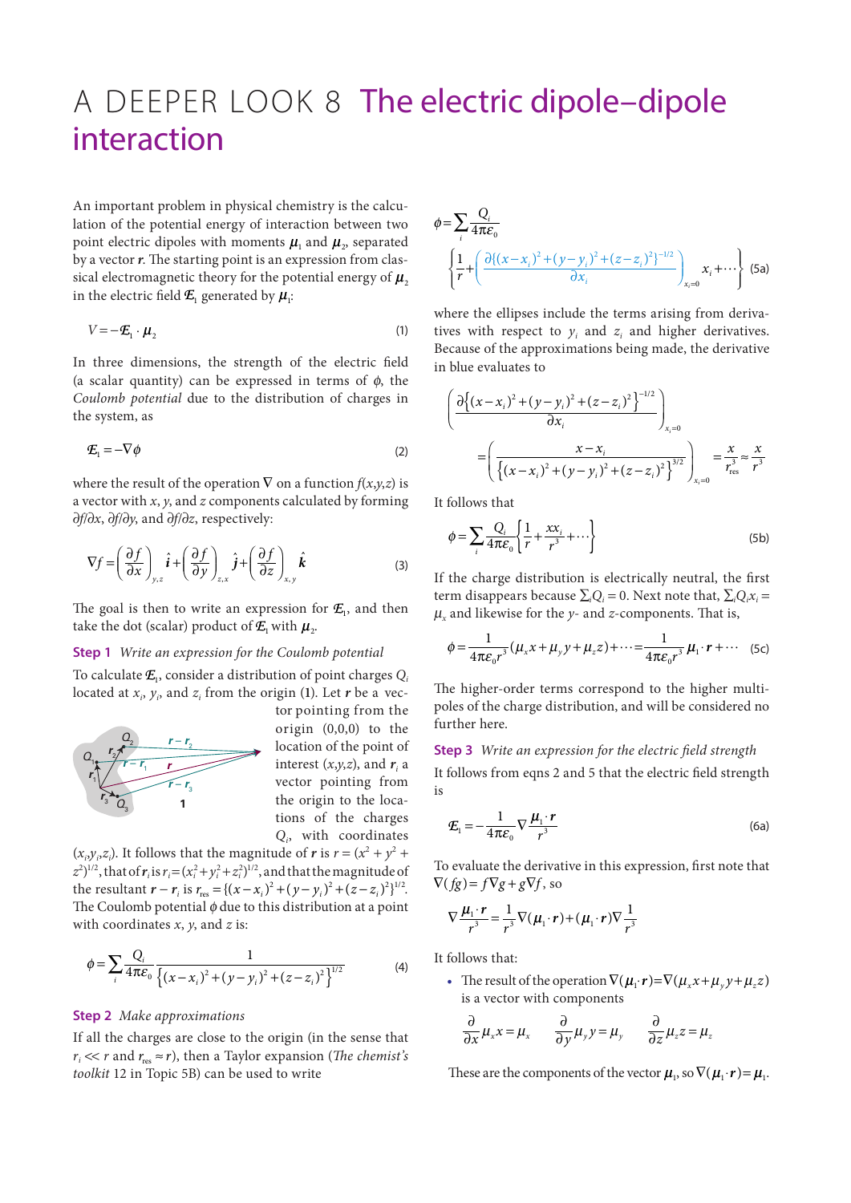# A DEEPER LOOK 8 The electric dipole–dipole interaction

An important problem in physical chemistry is the calculation of the potential energy of interaction between two point electric dipoles with moments $\boldsymbol{\mu}_1$ and $\boldsymbol{\mu}_2$, separated by a vector $\boldsymbol{r}$. The starting point is an expression from classical electromagnetic theory for the potential energy of $\boldsymbol{\mu}_2$ in the electric field $\mathcal{E}_1$ generated by $\boldsymbol{\mu}_1$:

$$V = -\mathcal{E}_1 \cdot \boldsymbol{\mu}_2 \tag{1}$$

In three dimensions, the strength of the electric field (a scalar quantity) can be expressed in terms of $\phi$, the *Coulomb potential* due to the distribution of charges in the system, as

$$\mathcal{E}_1 = -\nabla\phi \tag{2}$$

where the result of the operation $\nabla$ on a function $f(x,y,z)$ is a vector with $x$, $y$, and $z$ components calculated by forming $\partial f/\partial x$, $\partial f/\partial y$, and $\partial f/\partial z$, respectively:

$$\nabla f = \left(\frac{\partial f}{\partial x}\right)_{y,z}\hat{\boldsymbol{i}} + \left(\frac{\partial f}{\partial y}\right)_{z,x}\hat{\boldsymbol{j}} + \left(\frac{\partial f}{\partial z}\right)_{x,y}\hat{\boldsymbol{k}} \tag{3}$$

The goal is then to write an expression for $\mathcal{E}_1$, and then take the dot (scalar) product of $\mathcal{E}_1$ with $\boldsymbol{\mu}_2$.

**Step 1** *Write an expression for the Coulomb potential*

To calculate $\mathcal{E}_1$, consider a distribution of point charges $Q_i$ located at $x_i$, $y_i$, and $z_i$ from the origin (**1**). Let $\boldsymbol{r}$ be a vector pointing from the origin (0,0,0) to the location of the point of interest $(x,y,z)$, and $\boldsymbol{r}_i$ a vector pointing from the origin to the locations of the charges $Q_i$, with coordinates $(x_i,y_i,z_i)$. It follows that the magnitude of $\boldsymbol{r}$ is $r = (x^2 + y^2 + z^2)^{1/2}$, that of $\boldsymbol{r}_i$ is $r_i = (x_i^2 + y_i^2 + z_i^2)^{1/2}$, and that the magnitude of the resultant $\boldsymbol{r} - \boldsymbol{r}_i$ is $r_{\text{res}} = \{(x-x_i)^2 + (y-y_i)^2 + (z-z_i)^2\}^{1/2}$. The Coulomb potential $\phi$ due to this distribution at a point with coordinates $x$, $y$, and $z$ is:

$$\phi = \sum_i \frac{Q_i}{4\pi\varepsilon_0}\frac{1}{\{(x-x_i)^2 + (y-y_i)^2 + (z-z_i)^2\}^{1/2}} \tag{4}$$

**Step 2** *Make approximations*

If all the charges are close to the origin (in the sense that $r_i \ll r$ and $r_{\text{res}} \approx r$), then a Taylor expansion (*The chemist's toolkit* 12 in Topic 5B) can be used to write

$$\phi = \sum_i \frac{Q_i}{4\pi\varepsilon_0}\left\{\frac{1}{r} + \left(\frac{\partial\{(x-x_i)^2 + (y-y_i)^2 + (z-z_i)^2\}^{-1/2}}{\partial x_i}\right)_{x_i=0} x_i + \cdots\right\} \tag{5a}$$

where the ellipses include the terms arising from derivatives with respect to $y_i$ and $z_i$ and higher derivatives. Because of the approximations being made, the derivative in blue evaluates to

$$\left(\frac{\partial\{(x-x_i)^2 + (y-y_i)^2 + (z-z_i)^2\}^{-1/2}}{\partial x_i}\right)_{x_i=0} = \left(\frac{x-x_i}{\{(x-x_i)^2 + (y-y_i)^2 + (z-z_i)^2\}^{3/2}}\right)_{x_i=0} = \frac{x}{r_{\text{res}}^3} \approx \frac{x}{r^3}$$

It follows that

$$\phi = \sum_i \frac{Q_i}{4\pi\varepsilon_0}\left\{\frac{1}{r} + \frac{xx_i}{r^3} + \cdots\right\} \tag{5b}$$

If the charge distribution is electrically neutral, the first term disappears because $\sum_i Q_i = 0$. Next note that, $\sum_i Q_i x_i = \mu_x$ and likewise for the $y$- and $z$-components. That is,

$$\phi = \frac{1}{4\pi\varepsilon_0 r^3}(\mu_x x + \mu_y y + \mu_z z) + \cdots = \frac{1}{4\pi\varepsilon_0 r^3}\boldsymbol{\mu}_1\cdot\boldsymbol{r} + \cdots \tag{5c}$$

The higher-order terms correspond to the higher multipoles of the charge distribution, and will be considered no further here.

**Step 3** *Write an expression for the electric field strength*

It follows from eqns 2 and 5 that the electric field strength is

$$\mathcal{E}_1 = -\frac{1}{4\pi\varepsilon_0}\nabla\frac{\boldsymbol{\mu}_1\cdot\boldsymbol{r}}{r^3} \tag{6a}$$

To evaluate the derivative in this expression, first note that $\nabla(fg) = f\nabla g + g\nabla f$, so

$$\nabla\frac{\boldsymbol{\mu}_1\cdot\boldsymbol{r}}{r^3} = \frac{1}{r^3}\nabla(\boldsymbol{\mu}_1\cdot\boldsymbol{r}) + (\boldsymbol{\mu}_1\cdot\boldsymbol{r})\nabla\frac{1}{r^3}$$

It follows that:

- The result of the operation $\nabla(\boldsymbol{\mu}_1\cdot\boldsymbol{r}) = \nabla(\mu_x x + \mu_y y + \mu_z z)$ is a vector with components

$$\frac{\partial}{\partial x}\mu_x x = \mu_x \qquad \frac{\partial}{\partial y}\mu_y y = \mu_y \qquad \frac{\partial}{\partial z}\mu_z z = \mu_z$$

These are the components of the vector $\boldsymbol{\mu}_1$, so $\nabla(\boldsymbol{\mu}_1\cdot\boldsymbol{r}) = \boldsymbol{\mu}_1$.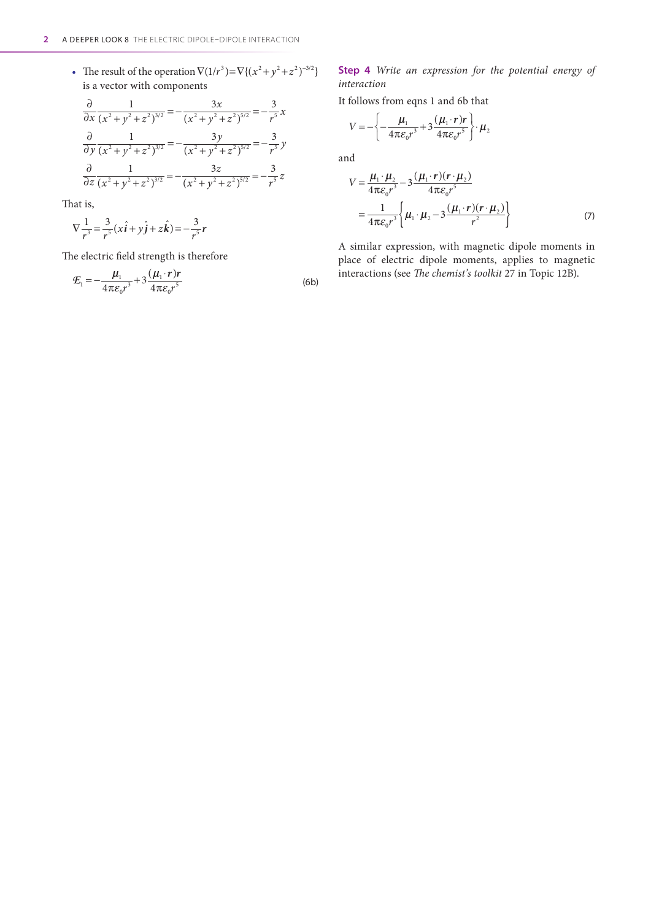- The result of the operation $\nabla(1/r^3)=\nabla\{(x^2+y^2+z^2)^{-3/2}\}$ is a vector with components

$$\frac{\partial}{\partial x}\frac{1}{(x^2+y^2+z^2)^{3/2}}=-\frac{3x}{(x^2+y^2+z^2)^{5/2}}=-\frac{3}{r^5}x$$

$$\frac{\partial}{\partial y}\frac{1}{(x^2+y^2+z^2)^{3/2}}=-\frac{3y}{(x^2+y^2+z^2)^{5/2}}=-\frac{3}{r^5}y$$

$$\frac{\partial}{\partial z}\frac{1}{(x^2+y^2+z^2)^{3/2}}=-\frac{3z}{(x^2+y^2+z^2)^{5/2}}=-\frac{3}{r^5}z$$

That is,

$$\nabla\frac{1}{r^3}=\frac{3}{r^5}(x\hat{\boldsymbol{i}}+y\hat{\boldsymbol{j}}+z\hat{\boldsymbol{k}})=-\frac{3}{r^5}\boldsymbol{r}$$

The electric field strength is therefore

$$\mathcal{E}_1=-\frac{\boldsymbol{\mu}_1}{4\pi\varepsilon_0 r^3}+3\frac{(\boldsymbol{\mu}_1\cdot\boldsymbol{r})\boldsymbol{r}}{4\pi\varepsilon_0 r^5} \tag{6b}$$

**Step 4** *Write an expression for the potential energy of interaction*

It follows from eqns 1 and 6b that

$$V=-\left\{-\frac{\boldsymbol{\mu}_1}{4\pi\varepsilon_0 r^3}+3\frac{(\boldsymbol{\mu}_1\cdot\boldsymbol{r})\boldsymbol{r}}{4\pi\varepsilon_0 r^5}\right\}\cdot\boldsymbol{\mu}_2$$

and

$$\begin{aligned}V&=\frac{\boldsymbol{\mu}_1\cdot\boldsymbol{\mu}_2}{4\pi\varepsilon_0 r^3}-3\frac{(\boldsymbol{\mu}_1\cdot\boldsymbol{r})(\boldsymbol{r}\cdot\boldsymbol{\mu}_2)}{4\pi\varepsilon_0 r^5}\\&=\frac{1}{4\pi\varepsilon_0 r^3}\left\{\boldsymbol{\mu}_1\cdot\boldsymbol{\mu}_2-3\frac{(\boldsymbol{\mu}_1\cdot\boldsymbol{r})(\boldsymbol{r}\cdot\boldsymbol{\mu}_2)}{r^2}\right\}\end{aligned} \tag{7}$$

A similar expression, with magnetic dipole moments in place of electric dipole moments, applies to magnetic interactions (see *The chemist's toolkit* 27 in Topic 12B).